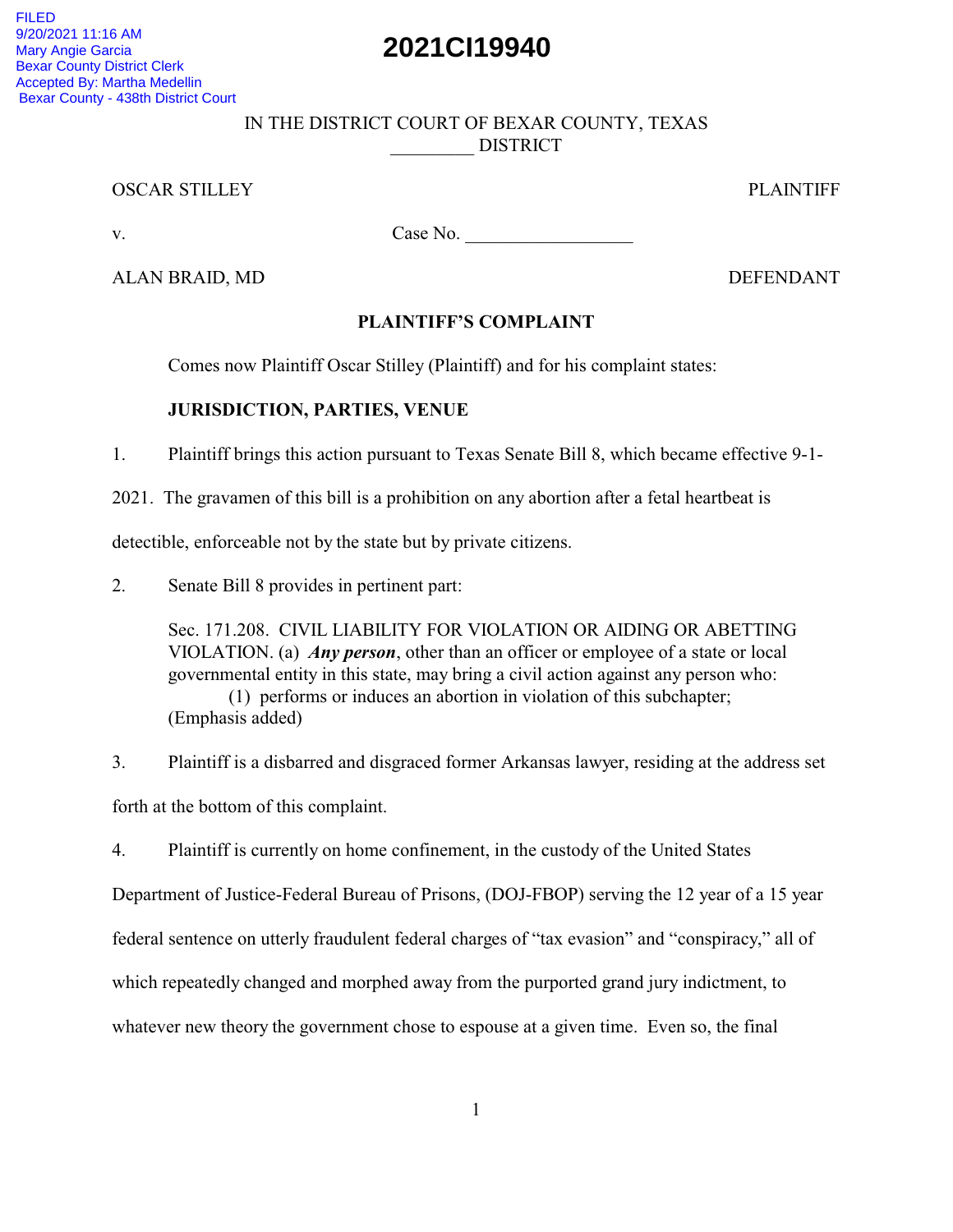FILED
9/20/2021 11:16 AM
Mary Angie Garcia
Bexar County District Clerk
Accepted By: Martha Medellin
Bexar County - 438th District Court

**2021CI19940**

IN THE DISTRICT COURT OF BEXAR COUNTY, TEXAS
_________ DISTRICT

OSCAR STILLEY PLAINTIFF

v. Case No. __________________

ALAN BRAID, MD DEFENDANT

**PLAINTIFF'S COMPLAINT**

Comes now Plaintiff Oscar Stilley (Plaintiff) and for his complaint states:

**JURISDICTION, PARTIES, VENUE**

1. Plaintiff brings this action pursuant to Texas Senate Bill 8, which became effective 9-1-2021. The gravamen of this bill is a prohibition on any abortion after a fetal heartbeat is detectible, enforceable not by the state but by private citizens.

2. Senate Bill 8 provides in pertinent part:

> Sec. 171.208. CIVIL LIABILITY FOR VIOLATION OR AIDING OR ABETTING VIOLATION. (a) ***Any person***, other than an officer or employee of a state or local governmental entity in this state, may bring a civil action against any person who:
> (1) performs or induces an abortion in violation of this subchapter;
> (Emphasis added)

3. Plaintiff is a disbarred and disgraced former Arkansas lawyer, residing at the address set forth at the bottom of this complaint.

4. Plaintiff is currently on home confinement, in the custody of the United States Department of Justice-Federal Bureau of Prisons, (DOJ-FBOP) serving the 12 year of a 15 year federal sentence on utterly fraudulent federal charges of "tax evasion" and "conspiracy," all of which repeatedly changed and morphed away from the purported grand jury indictment, to whatever new theory the government chose to espouse at a given time. Even so, the final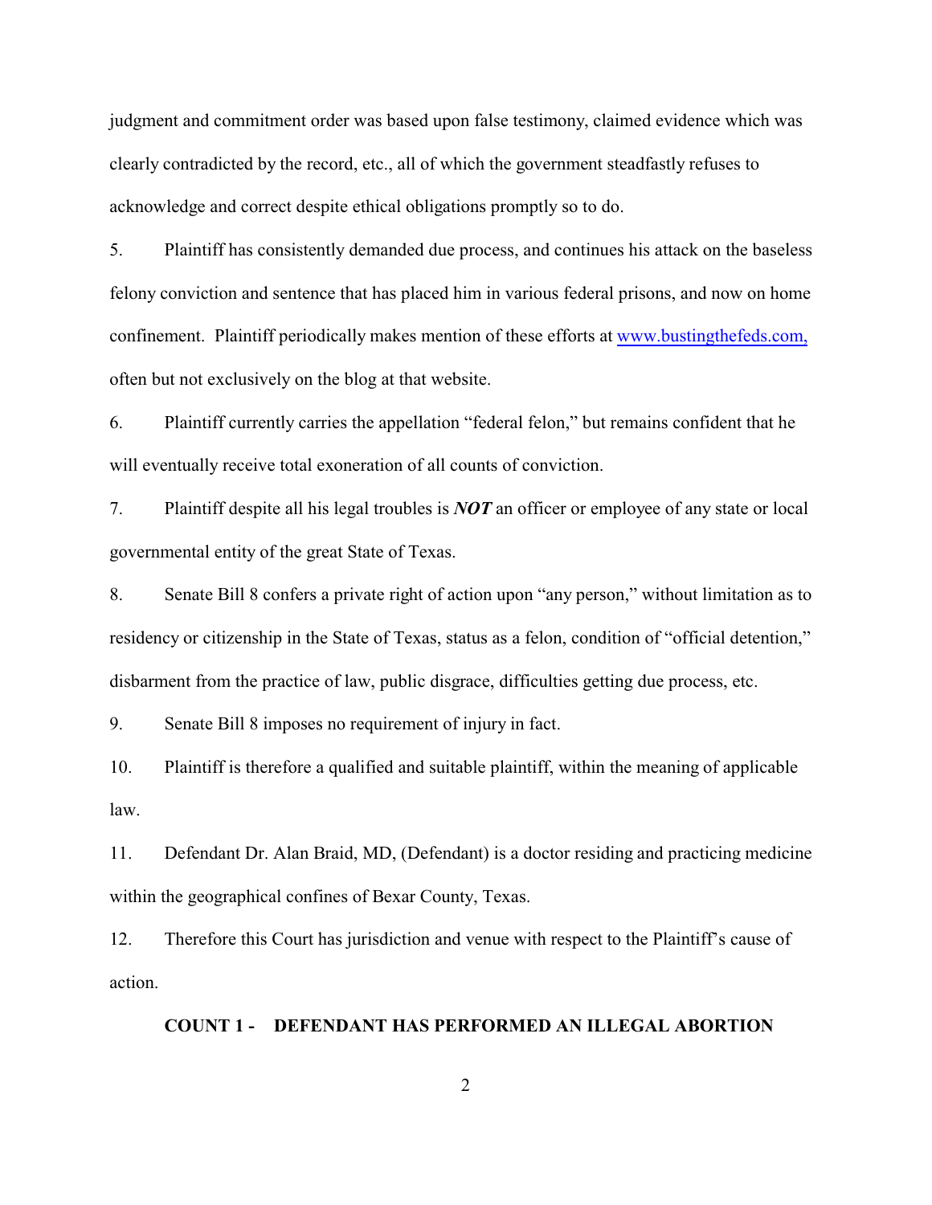judgment and commitment order was based upon false testimony, claimed evidence which was clearly contradicted by the record, etc., all of which the government steadfastly refuses to acknowledge and correct despite ethical obligations promptly so to do.

5. Plaintiff has consistently demanded due process, and continues his attack on the baseless felony conviction and sentence that has placed him in various federal prisons, and now on home confinement. Plaintiff periodically makes mention of these efforts at www.bustingthefeds.com, often but not exclusively on the blog at that website.

6. Plaintiff currently carries the appellation "federal felon," but remains confident that he will eventually receive total exoneration of all counts of conviction.

7. Plaintiff despite all his legal troubles is ***NOT*** an officer or employee of any state or local governmental entity of the great State of Texas.

8. Senate Bill 8 confers a private right of action upon "any person," without limitation as to residency or citizenship in the State of Texas, status as a felon, condition of "official detention," disbarment from the practice of law, public disgrace, difficulties getting due process, etc.

9. Senate Bill 8 imposes no requirement of injury in fact.

10. Plaintiff is therefore a qualified and suitable plaintiff, within the meaning of applicable law.

11. Defendant Dr. Alan Braid, MD, (Defendant) is a doctor residing and practicing medicine within the geographical confines of Bexar County, Texas.

12. Therefore this Court has jurisdiction and venue with respect to the Plaintiff's cause of action.

**COUNT 1 - DEFENDANT HAS PERFORMED AN ILLEGAL ABORTION**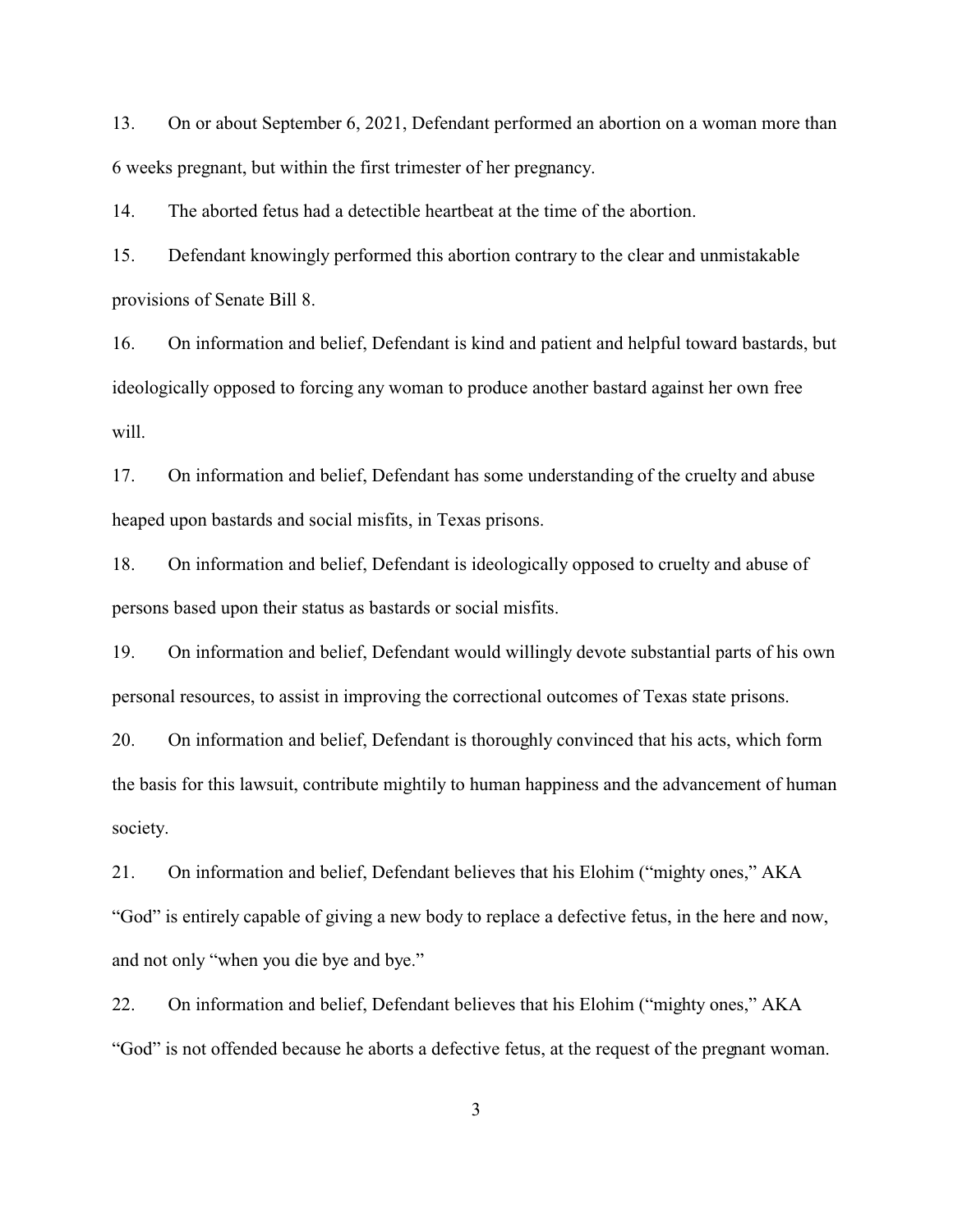13. On or about September 6, 2021, Defendant performed an abortion on a woman more than 6 weeks pregnant, but within the first trimester of her pregnancy.

14. The aborted fetus had a detectible heartbeat at the time of the abortion.

15. Defendant knowingly performed this abortion contrary to the clear and unmistakable provisions of Senate Bill 8.

16. On information and belief, Defendant is kind and patient and helpful toward bastards, but ideologically opposed to forcing any woman to produce another bastard against her own free will.

17. On information and belief, Defendant has some understanding of the cruelty and abuse heaped upon bastards and social misfits, in Texas prisons.

18. On information and belief, Defendant is ideologically opposed to cruelty and abuse of persons based upon their status as bastards or social misfits.

19. On information and belief, Defendant would willingly devote substantial parts of his own personal resources, to assist in improving the correctional outcomes of Texas state prisons.

20. On information and belief, Defendant is thoroughly convinced that his acts, which form the basis for this lawsuit, contribute mightily to human happiness and the advancement of human society.

21. On information and belief, Defendant believes that his Elohim ("mighty ones," AKA "God" is entirely capable of giving a new body to replace a defective fetus, in the here and now, and not only "when you die bye and bye."

22. On information and belief, Defendant believes that his Elohim ("mighty ones," AKA "God" is not offended because he aborts a defective fetus, at the request of the pregnant woman.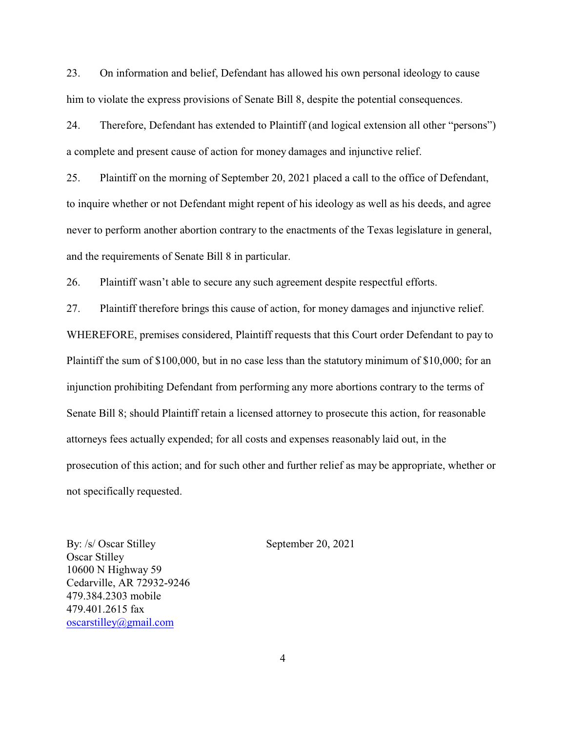23. On information and belief, Defendant has allowed his own personal ideology to cause him to violate the express provisions of Senate Bill 8, despite the potential consequences.

24. Therefore, Defendant has extended to Plaintiff (and logical extension all other "persons") a complete and present cause of action for money damages and injunctive relief.

25. Plaintiff on the morning of September 20, 2021 placed a call to the office of Defendant, to inquire whether or not Defendant might repent of his ideology as well as his deeds, and agree never to perform another abortion contrary to the enactments of the Texas legislature in general, and the requirements of Senate Bill 8 in particular.

26. Plaintiff wasn't able to secure any such agreement despite respectful efforts.

27. Plaintiff therefore brings this cause of action, for money damages and injunctive relief.

WHEREFORE, premises considered, Plaintiff requests that this Court order Defendant to pay to Plaintiff the sum of $100,000, but in no case less than the statutory minimum of $10,000; for an injunction prohibiting Defendant from performing any more abortions contrary to the terms of Senate Bill 8; should Plaintiff retain a licensed attorney to prosecute this action, for reasonable attorneys fees actually expended; for all costs and expenses reasonably laid out, in the prosecution of this action; and for such other and further relief as may be appropriate, whether or not specifically requested.

By: /s/ Oscar Stilley
Oscar Stilley
10600 N Highway 59
Cedarville, AR 72932-9246
479.384.2303 mobile
479.401.2615 fax
oscarstilley@gmail.com

September 20, 2021